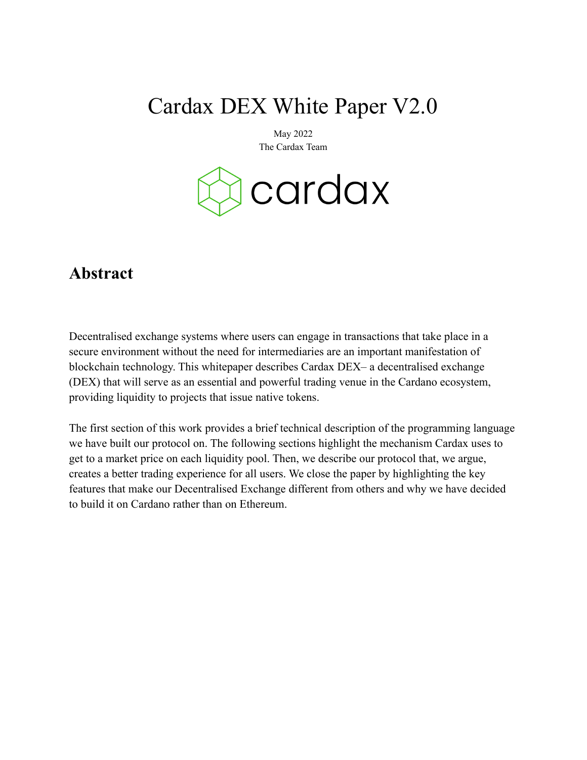# Cardax DEX White Paper V2.0

May 2022
The Cardax Team

## Abstract

Decentralised exchange systems where users can engage in transactions that take place in a secure environment without the need for intermediaries are an important manifestation of blockchain technology. This whitepaper describes Cardax DEX– a decentralised exchange (DEX) that will serve as an essential and powerful trading venue in the Cardano ecosystem, providing liquidity to projects that issue native tokens.

The first section of this work provides a brief technical description of the programming language we have built our protocol on. The following sections highlight the mechanism Cardax uses to get to a market price on each liquidity pool. Then, we describe our protocol that, we argue, creates a better trading experience for all users. We close the paper by highlighting the key features that make our Decentralised Exchange different from others and why we have decided to build it on Cardano rather than on Ethereum.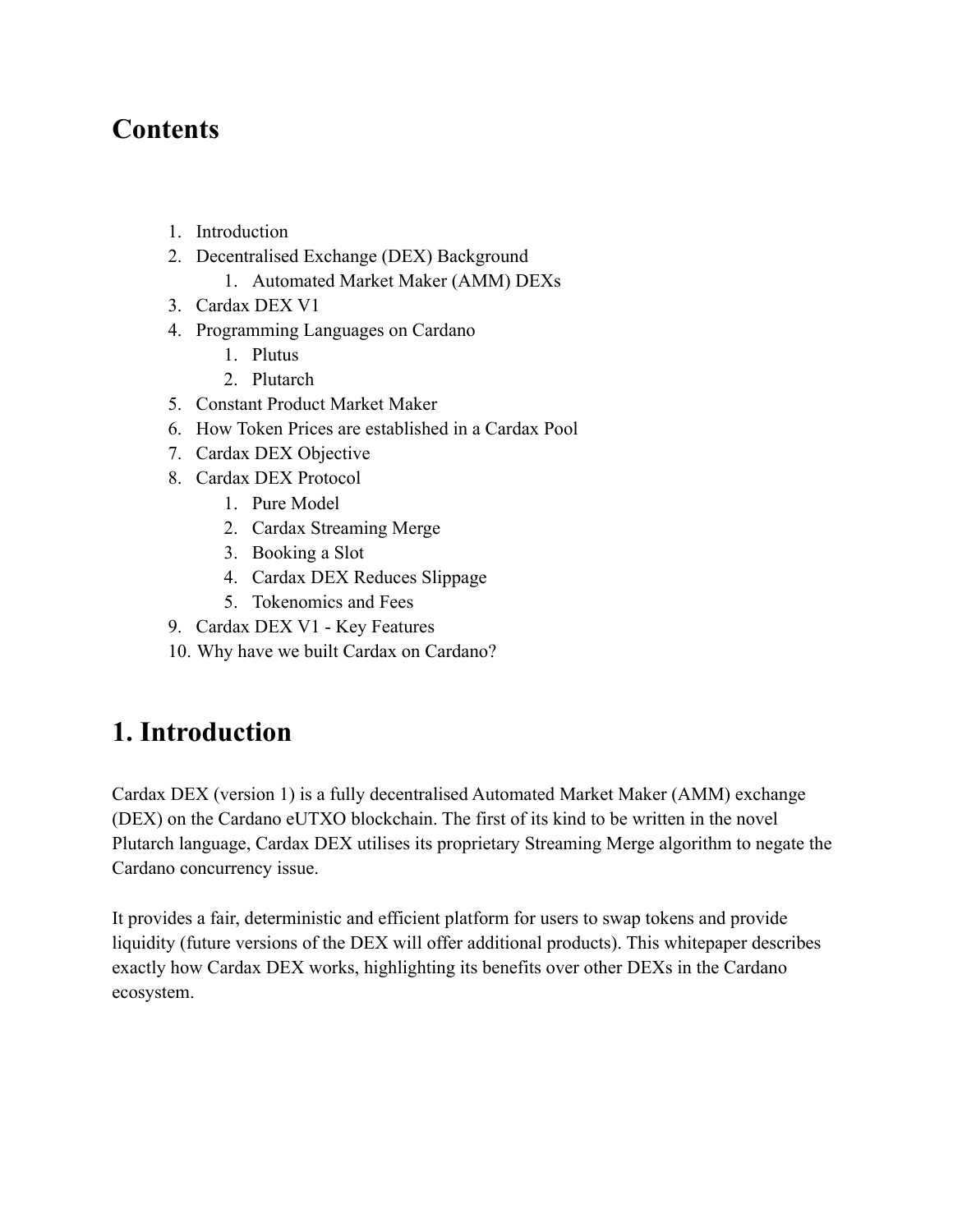## Contents

1. Introduction
2. Decentralised Exchange (DEX) Background
    1. Automated Market Maker (AMM) DEXs
3. Cardax DEX V1
4. Programming Languages on Cardano
    1. Plutus
    2. Plutarch
5. Constant Product Market Maker
6. How Token Prices are established in a Cardax Pool
7. Cardax DEX Objective
8. Cardax DEX Protocol
    1. Pure Model
    2. Cardax Streaming Merge
    3. Booking a Slot
    4. Cardax DEX Reduces Slippage
    5. Tokenomics and Fees
9. Cardax DEX V1 - Key Features
10. Why have we built Cardax on Cardano?

## 1. Introduction

Cardax DEX (version 1) is a fully decentralised Automated Market Maker (AMM) exchange (DEX) on the Cardano eUTXO blockchain. The first of its kind to be written in the novel Plutarch language, Cardax DEX utilises its proprietary Streaming Merge algorithm to negate the Cardano concurrency issue.

It provides a fair, deterministic and efficient platform for users to swap tokens and provide liquidity (future versions of the DEX will offer additional products). This whitepaper describes exactly how Cardax DEX works, highlighting its benefits over other DEXs in the Cardano ecosystem.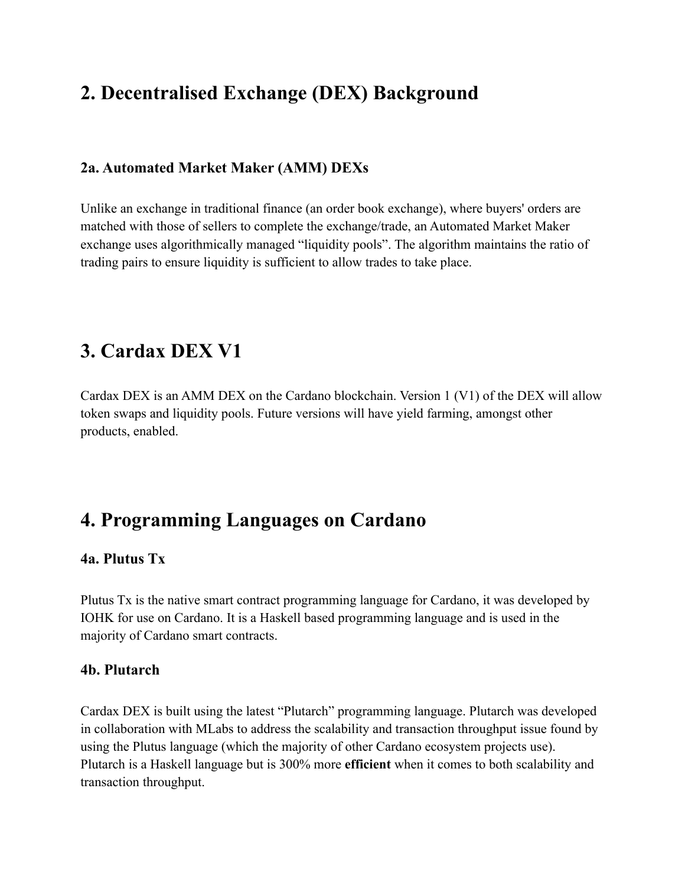## 2. Decentralised Exchange (DEX) Background

### 2a. Automated Market Maker (AMM) DEXs

Unlike an exchange in traditional finance (an order book exchange), where buyers' orders are matched with those of sellers to complete the exchange/trade, an Automated Market Maker exchange uses algorithmically managed “liquidity pools”. The algorithm maintains the ratio of trading pairs to ensure liquidity is sufficient to allow trades to take place.

## 3. Cardax DEX V1

Cardax DEX is an AMM DEX on the Cardano blockchain. Version 1 (V1) of the DEX will allow token swaps and liquidity pools. Future versions will have yield farming, amongst other products, enabled.

## 4. Programming Languages on Cardano

### 4a. Plutus Tx

Plutus Tx is the native smart contract programming language for Cardano, it was developed by IOHK for use on Cardano. It is a Haskell based programming language and is used in the majority of Cardano smart contracts.

### 4b. Plutarch

Cardax DEX is built using the latest “Plutarch” programming language. Plutarch was developed in collaboration with MLabs to address the scalability and transaction throughput issue found by using the Plutus language (which the majority of other Cardano ecosystem projects use). Plutarch is a Haskell language but is 300% more **efficient** when it comes to both scalability and transaction throughput.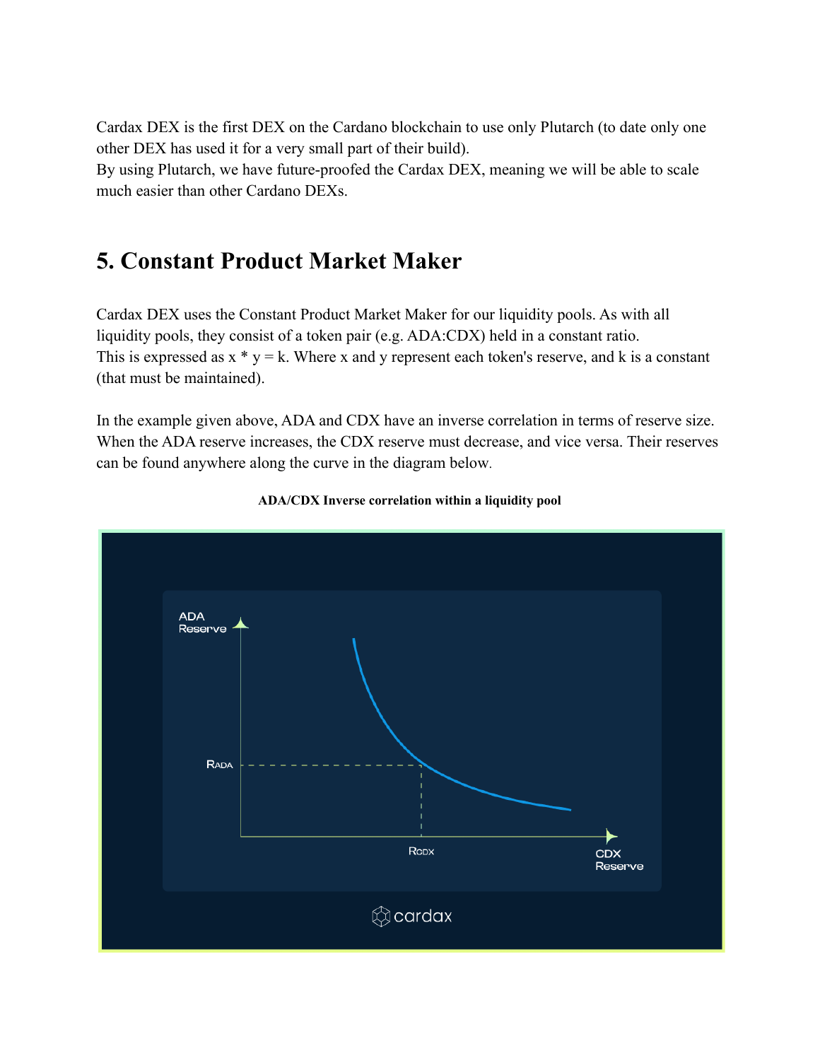Cardax DEX is the first DEX on the Cardano blockchain to use only Plutarch (to date only one other DEX has used it for a very small part of their build).
By using Plutarch, we have future-proofed the Cardax DEX, meaning we will be able to scale much easier than other Cardano DEXs.

## 5. Constant Product Market Maker

Cardax DEX uses the Constant Product Market Maker for our liquidity pools. As with all liquidity pools, they consist of a token pair (e.g. ADA:CDX) held in a constant ratio.
This is expressed as $x * y = k$. Where x and y represent each token's reserve, and k is a constant (that must be maintained).

In the example given above, ADA and CDX have an inverse correlation in terms of reserve size. When the ADA reserve increases, the CDX reserve must decrease, and vice versa. Their reserves can be found anywhere along the curve in the diagram below.

**ADA/CDX Inverse correlation within a liquidity pool**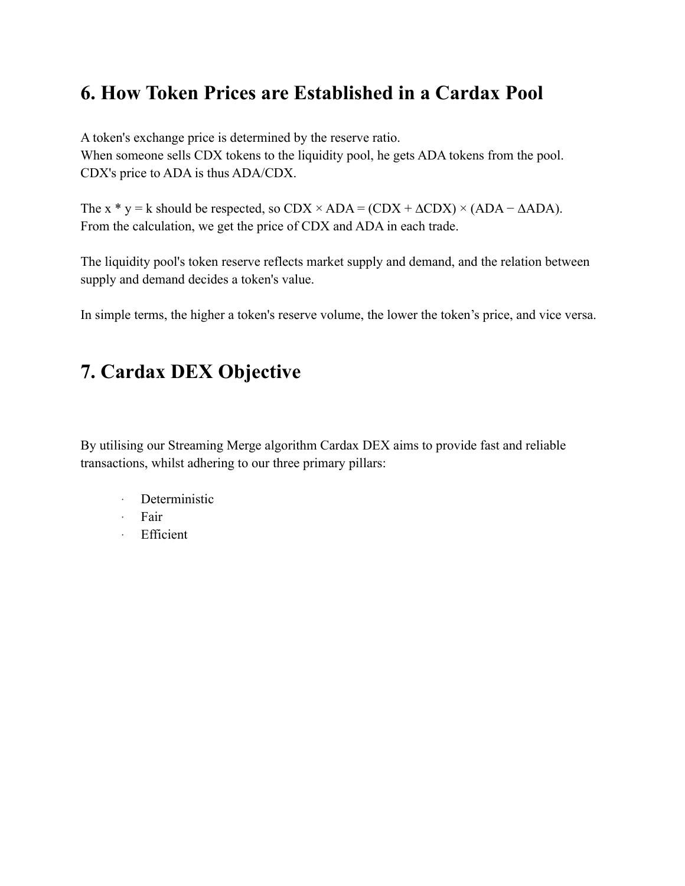## 6. How Token Prices are Established in a Cardax Pool

A token's exchange price is determined by the reserve ratio.
When someone sells CDX tokens to the liquidity pool, he gets ADA tokens from the pool.
CDX's price to ADA is thus ADA/CDX.

The $x * y = k$ should be respected, so $CDX \times ADA = (CDX + \Delta CDX) \times (ADA - \Delta ADA)$.
From the calculation, we get the price of CDX and ADA in each trade.

The liquidity pool's token reserve reflects market supply and demand, and the relation between supply and demand decides a token's value.

In simple terms, the higher a token's reserve volume, the lower the token's price, and vice versa.

## 7. Cardax DEX Objective

By utilising our Streaming Merge algorithm Cardax DEX aims to provide fast and reliable transactions, whilst adhering to our three primary pillars:

- Deterministic
- Fair
- Efficient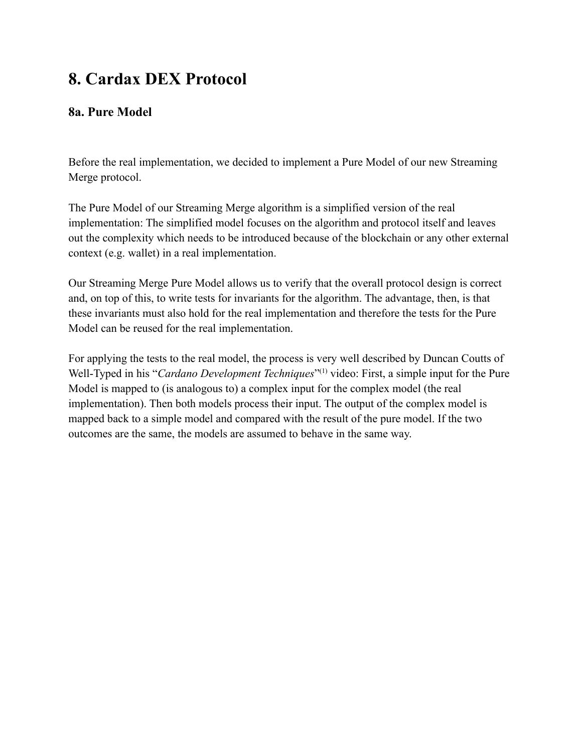# 8. Cardax DEX Protocol

## 8a. Pure Model

Before the real implementation, we decided to implement a Pure Model of our new Streaming Merge protocol.

The Pure Model of our Streaming Merge algorithm is a simplified version of the real implementation: The simplified model focuses on the algorithm and protocol itself and leaves out the complexity which needs to be introduced because of the blockchain or any other external context (e.g. wallet) in a real implementation.

Our Streaming Merge Pure Model allows us to verify that the overall protocol design is correct and, on top of this, to write tests for invariants for the algorithm. The advantage, then, is that these invariants must also hold for the real implementation and therefore the tests for the Pure Model can be reused for the real implementation.

For applying the tests to the real model, the process is very well described by Duncan Coutts of Well-Typed in his "*Cardano Development Techniques*"[(1)] video: First, a simple input for the Pure Model is mapped to (is analogous to) a complex input for the complex model (the real implementation). Then both models process their input. The output of the complex model is mapped back to a simple model and compared with the result of the pure model. If the two outcomes are the same, the models are assumed to behave in the same way.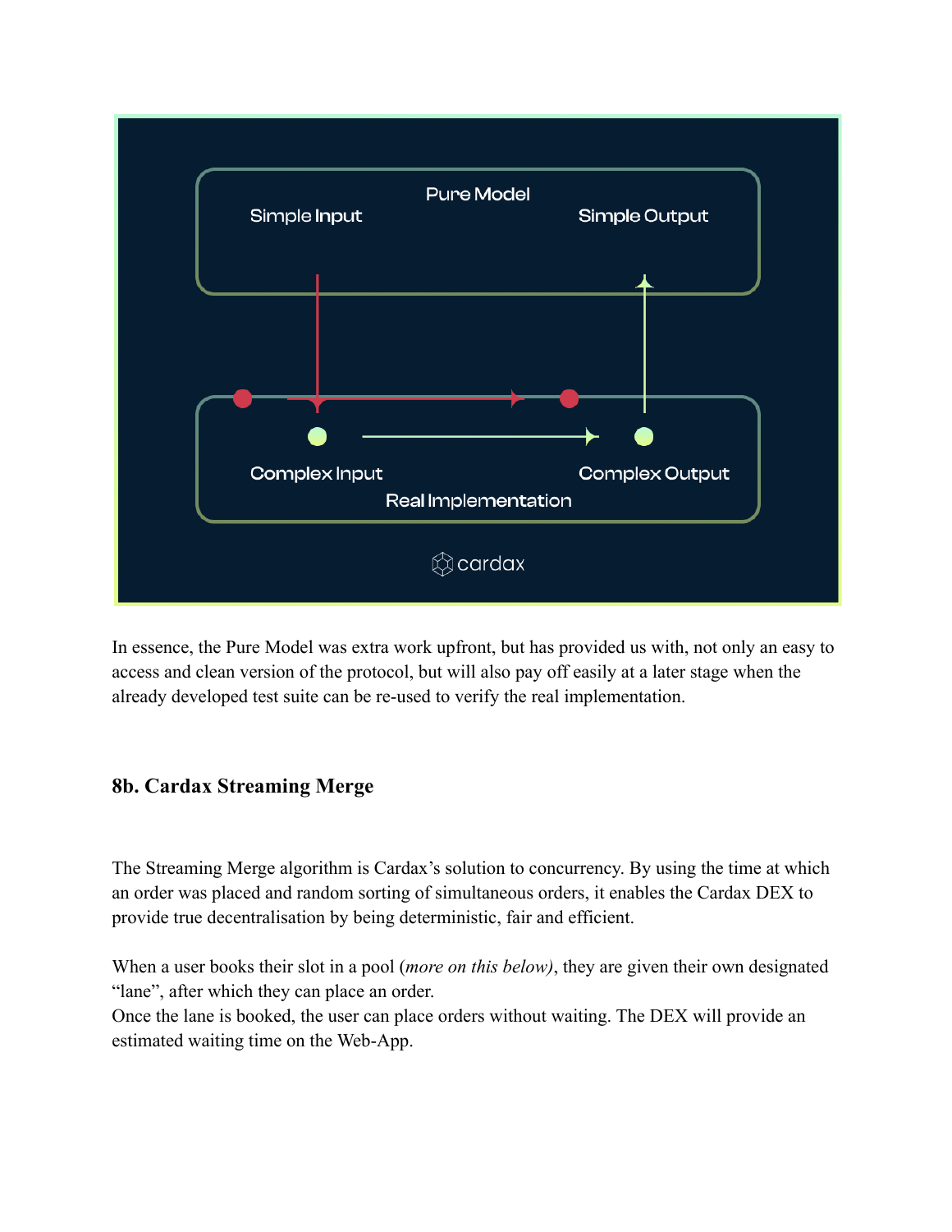Pure Model

Simple Input

Simple Output

Complex Input

Complex Output

Real Implementation

cardax

In essence, the Pure Model was extra work upfront, but has provided us with, not only an easy to access and clean version of the protocol, but will also pay off easily at a later stage when the already developed test suite can be re-used to verify the real implementation.

### 8b. Cardax Streaming Merge

The Streaming Merge algorithm is Cardax's solution to concurrency. By using the time at which an order was placed and random sorting of simultaneous orders, it enables the Cardax DEX to provide true decentralisation by being deterministic, fair and efficient.

When a user books their slot in a pool (*more on this below)*, they are given their own designated "lane", after which they can place an order.
Once the lane is booked, the user can place orders without waiting. The DEX will provide an estimated waiting time on the Web-App.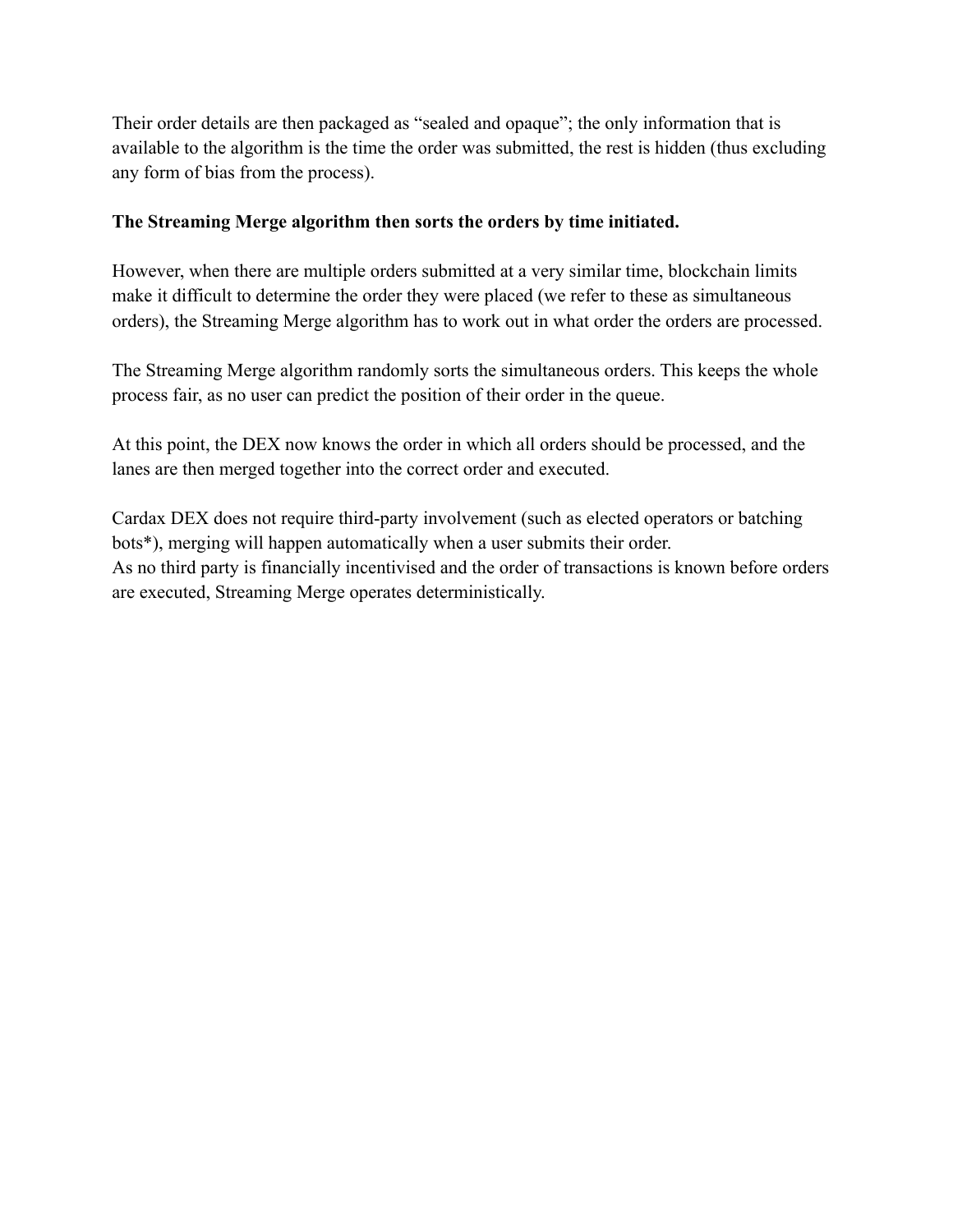Their order details are then packaged as "sealed and opaque"; the only information that is available to the algorithm is the time the order was submitted, the rest is hidden (thus excluding any form of bias from the process).

**The Streaming Merge algorithm then sorts the orders by time initiated.**

However, when there are multiple orders submitted at a very similar time, blockchain limits make it difficult to determine the order they were placed (we refer to these as simultaneous orders), the Streaming Merge algorithm has to work out in what order the orders are processed.

The Streaming Merge algorithm randomly sorts the simultaneous orders. This keeps the whole process fair, as no user can predict the position of their order in the queue.

At this point, the DEX now knows the order in which all orders should be processed, and the lanes are then merged together into the correct order and executed.

Cardax DEX does not require third-party involvement (such as elected operators or batching bots*), merging will happen automatically when a user submits their order.
As no third party is financially incentivised and the order of transactions is known before orders are executed, Streaming Merge operates deterministically.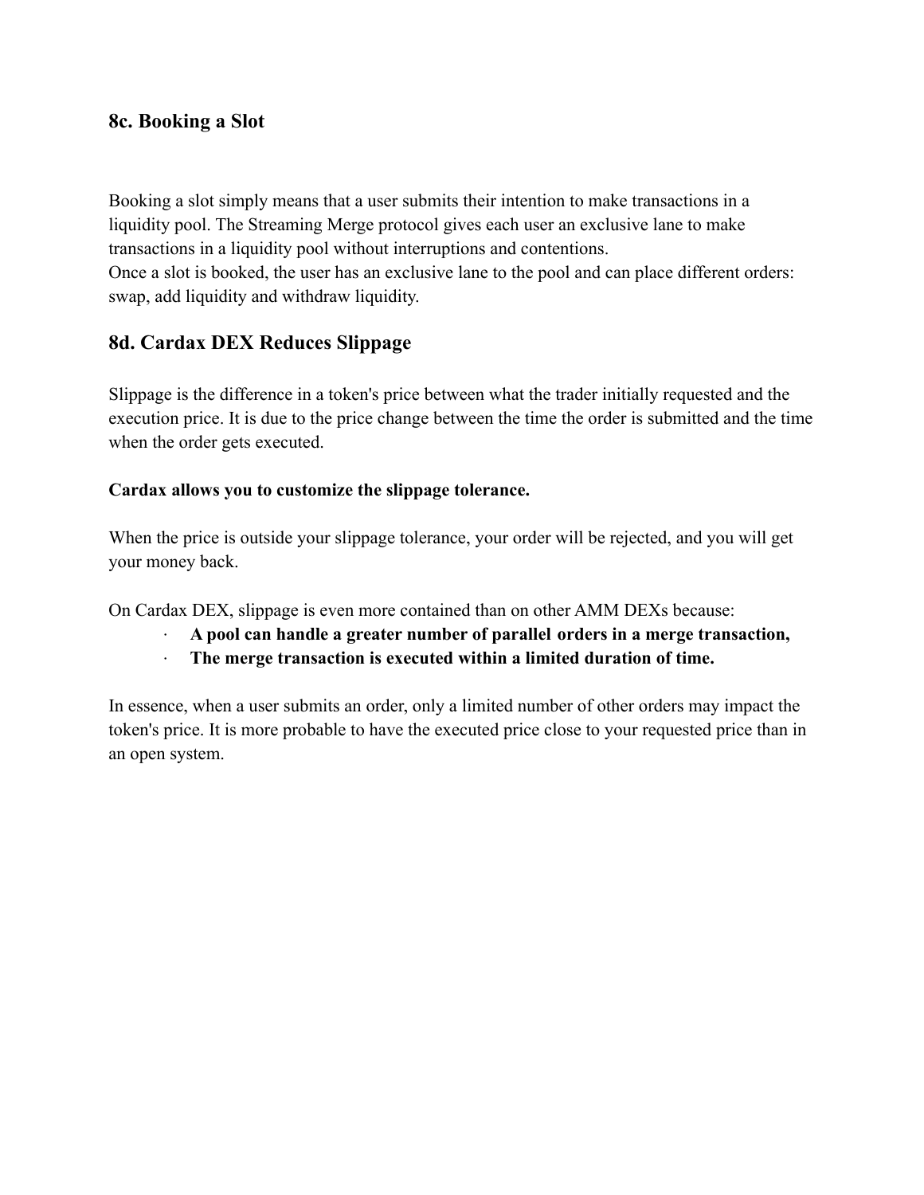## 8c. Booking a Slot

Booking a slot simply means that a user submits their intention to make transactions in a liquidity pool. The Streaming Merge protocol gives each user an exclusive lane to make transactions in a liquidity pool without interruptions and contentions.
Once a slot is booked, the user has an exclusive lane to the pool and can place different orders: swap, add liquidity and withdraw liquidity.

## 8d. Cardax DEX Reduces Slippage

Slippage is the difference in a token's price between what the trader initially requested and the execution price. It is due to the price change between the time the order is submitted and the time when the order gets executed.

**Cardax allows you to customize the slippage tolerance.**

When the price is outside your slippage tolerance, your order will be rejected, and you will get your money back.

On Cardax DEX, slippage is even more contained than on other AMM DEXs because:

- **A pool can handle a greater number of parallel orders in a merge transaction,**
- **The merge transaction is executed within a limited duration of time.**

In essence, when a user submits an order, only a limited number of other orders may impact the token's price. It is more probable to have the executed price close to your requested price than in an open system.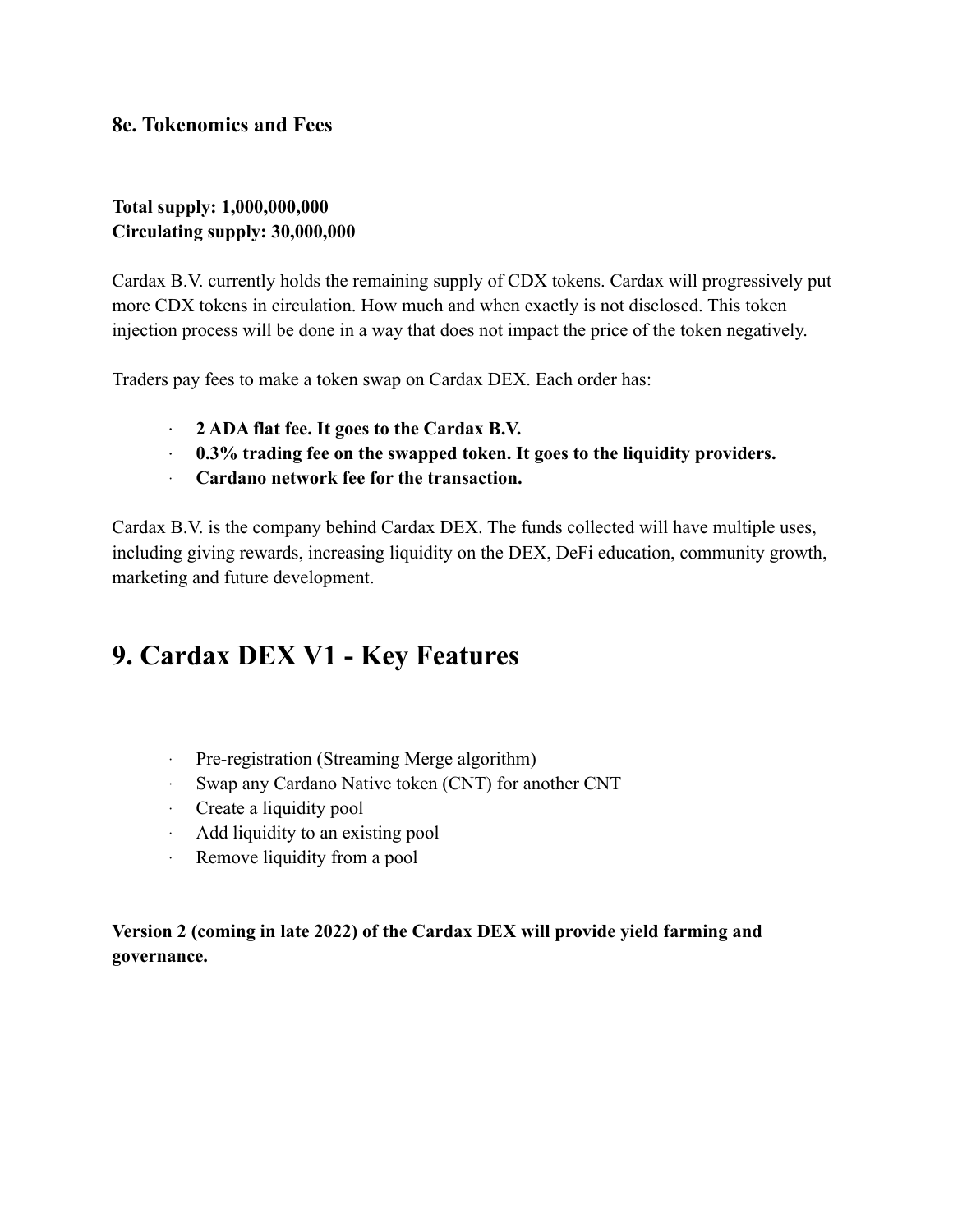### 8e. Tokenomics and Fees

**Total supply: 1,000,000,000**
**Circulating supply: 30,000,000**

Cardax B.V. currently holds the remaining supply of CDX tokens. Cardax will progressively put more CDX tokens in circulation. How much and when exactly is not disclosed. This token injection process will be done in a way that does not impact the price of the token negatively.

Traders pay fees to make a token swap on Cardax DEX. Each order has:

- **2 ADA flat fee. It goes to the Cardax B.V.**
- **0.3% trading fee on the swapped token. It goes to the liquidity providers.**
- **Cardano network fee for the transaction.**

Cardax B.V. is the company behind Cardax DEX. The funds collected will have multiple uses, including giving rewards, increasing liquidity on the DEX, DeFi education, community growth, marketing and future development.

## 9. Cardax DEX V1 - Key Features

- Pre-registration (Streaming Merge algorithm)
- Swap any Cardano Native token (CNT) for another CNT
- Create a liquidity pool
- Add liquidity to an existing pool
- Remove liquidity from a pool

**Version 2 (coming in late 2022) of the Cardax DEX will provide yield farming and governance.**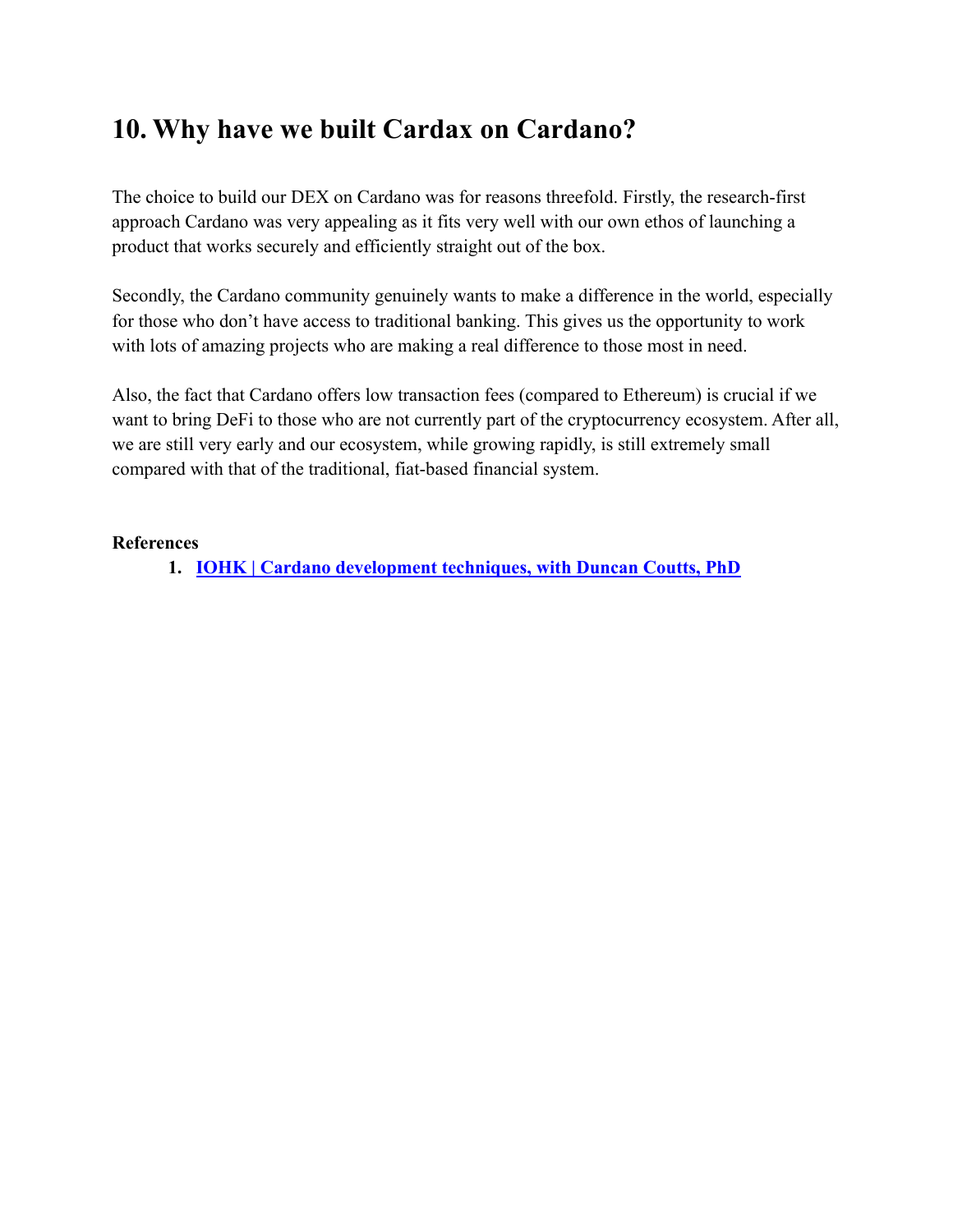## 10. Why have we built Cardax on Cardano?

The choice to build our DEX on Cardano was for reasons threefold. Firstly, the research-first approach Cardano was very appealing as it fits very well with our own ethos of launching a product that works securely and efficiently straight out of the box.

Secondly, the Cardano community genuinely wants to make a difference in the world, especially for those who don't have access to traditional banking. This gives us the opportunity to work with lots of amazing projects who are making a real difference to those most in need.

Also, the fact that Cardano offers low transaction fees (compared to Ethereum) is crucial if we want to bring DeFi to those who are not currently part of the cryptocurrency ecosystem. After all, we are still very early and our ecosystem, while growing rapidly, is still extremely small compared with that of the traditional, fiat-based financial system.

**References**

1. **IOHK | Cardano development techniques, with Duncan Coutts, PhD**